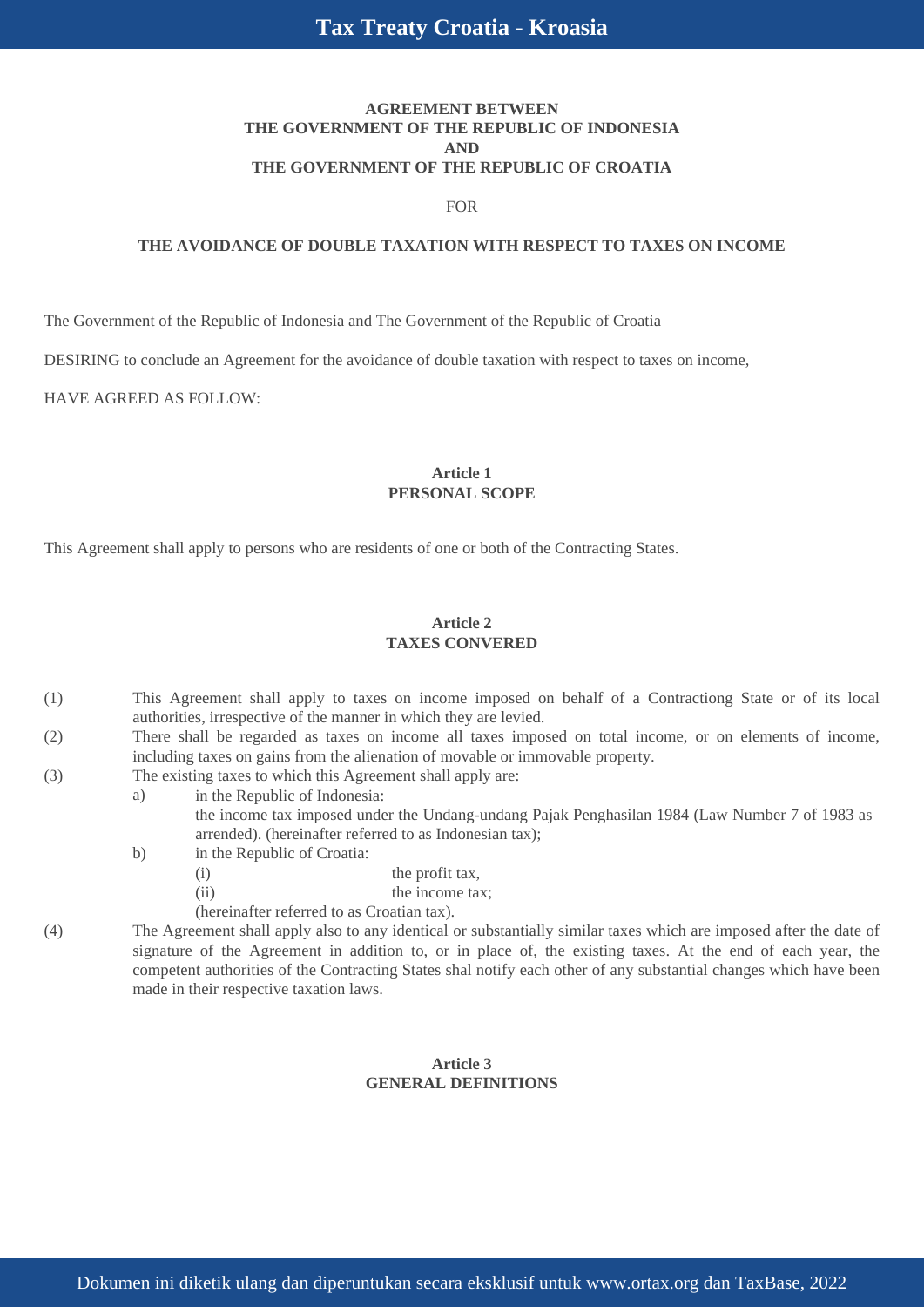**AGREEMENT BETWEEN**
**THE GOVERNMENT OF THE REPUBLIC OF INDONESIA**
**AND**
**THE GOVERNMENT OF THE REPUBLIC OF CROATIA**

FOR

**THE AVOIDANCE OF DOUBLE TAXATION WITH RESPECT TO TAXES ON INCOME**

The Government of the Republic of Indonesia and The Government of the Republic of Croatia

DESIRING to conclude an Agreement for the avoidance of double taxation with respect to taxes on income,

HAVE AGREED AS FOLLOW:

## Article 1
## PERSONAL SCOPE

This Agreement shall apply to persons who are residents of one or both of the Contracting States.

## Article 2
## TAXES CONVERED

(1) This Agreement shall apply to taxes on income imposed on behalf of a Contractiong State or of its local authorities, irrespective of the manner in which they are levied.

(2) There shall be regarded as taxes on income all taxes imposed on total income, or on elements of income, including taxes on gains from the alienation of movable or immovable property.

(3) The existing taxes to which this Agreement shall apply are:

a) in the Republic of Indonesia:
the income tax imposed under the Undang-undang Pajak Penghasilan 1984 (Law Number 7 of 1983 as arrended). (hereinafter referred to as Indonesian tax);

b) in the Republic of Croatia:
(i) the profit tax,
(ii) the income tax;
(hereinafter referred to as Croatian tax).

(4) The Agreement shall apply also to any identical or substantially similar taxes which are imposed after the date of signature of the Agreement in addition to, or in place of, the existing taxes. At the end of each year, the competent authorities of the Contracting States shal notify each other of any substantial changes which have been made in their respective taxation laws.

## Article 3
## GENERAL DEFINITIONS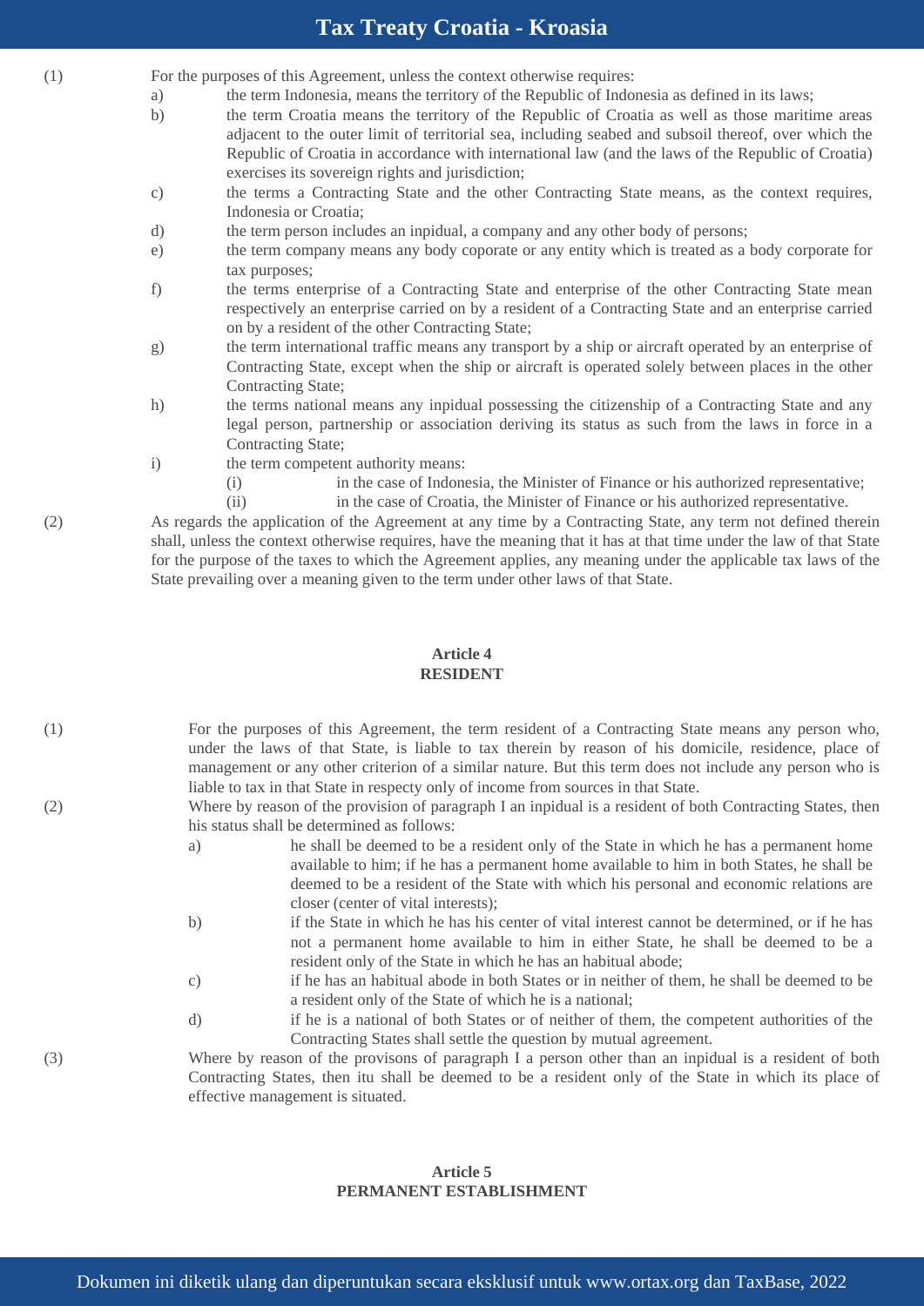(1) For the purposes of this Agreement, unless the context otherwise requires:

a) the term Indonesia, means the territory of the Republic of Indonesia as defined in its laws;

b) the term Croatia means the territory of the Republic of Croatia as well as those maritime areas adjacent to the outer limit of territorial sea, including seabed and subsoil thereof, over which the Republic of Croatia in accordance with international law (and the laws of the Republic of Croatia) exercises its sovereign rights and jurisdiction;

c) the terms a Contracting State and the other Contracting State means, as the context requires, Indonesia or Croatia;

d) the term person includes an inpidual, a company and any other body of persons;

e) the term company means any body coporate or any entity which is treated as a body corporate for tax purposes;

f) the terms enterprise of a Contracting State and enterprise of the other Contracting State mean respectively an enterprise carried on by a resident of a Contracting State and an enterprise carried on by a resident of the other Contracting State;

g) the term international traffic means any transport by a ship or aircraft operated by an enterprise of Contracting State, except when the ship or aircraft is operated solely between places in the other Contracting State;

h) the terms national means any inpidual possessing the citizenship of a Contracting State and any legal person, partnership or association deriving its status as such from the laws in force in a Contracting State;

i) the term competent authority means:

(i) in the case of Indonesia, the Minister of Finance or his authorized representative;

(ii) in the case of Croatia, the Minister of Finance or his authorized representative.

(2) As regards the application of the Agreement at any time by a Contracting State, any term not defined therein shall, unless the context otherwise requires, have the meaning that it has at that time under the law of that State for the purpose of the taxes to which the Agreement applies, any meaning under the applicable tax laws of the State prevailing over a meaning given to the term under other laws of that State.

## Article 4
## RESIDENT

(1) For the purposes of this Agreement, the term resident of a Contracting State means any person who, under the laws of that State, is liable to tax therein by reason of his domicile, residence, place of management or any other criterion of a similar nature. But this term does not include any person who is liable to tax in that State in respecty only of income from sources in that State.

(2) Where by reason of the provision of paragraph I an inpidual is a resident of both Contracting States, then his status shall be determined as follows:

a) he shall be deemed to be a resident only of the State in which he has a permanent home available to him; if he has a permanent home available to him in both States, he shall be deemed to be a resident of the State with which his personal and economic relations are closer (center of vital interests);

b) if the State in which he has his center of vital interest cannot be determined, or if he has not a permanent home available to him in either State, he shall be deemed to be a resident only of the State in which he has an habitual abode;

c) if he has an habitual abode in both States or in neither of them, he shall be deemed to be a resident only of the State of which he is a national;

d) if he is a national of both States or of neither of them, the competent authorities of the Contracting States shall settle the question by mutual agreement.

(3) Where by reason of the provisons of paragraph I a person other than an inpidual is a resident of both Contracting States, then itu shall be deemed to be a resident only of the State in which its place of effective management is situated.

## Article 5
## PERMANENT ESTABLISHMENT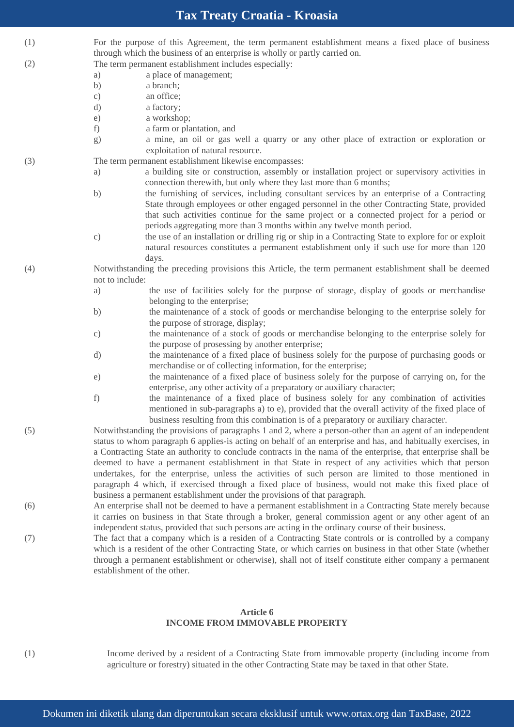(1) For the purpose of this Agreement, the term permanent establishment means a fixed place of business through which the business of an enterprise is wholly or partly carried on.

(2) The term permanent establishment includes especially:

a) a place of management;
b) a branch;
c) an office;
d) a factory;
e) a workshop;
f) a farm or plantation, and
g) a mine, an oil or gas well a quarry or any other place of extraction or exploration or exploitation of natural resource.

(3) The term permanent establishment likewise encompasses:

a) a building site or construction, assembly or installation project or supervisory activities in connection therewith, but only where they last more than 6 months;
b) the furnishing of services, including consultant services by an enterprise of a Contracting State through employees or other engaged personnel in the other Contracting State, provided that such activities continue for the same project or a connected project for a period or periods aggregating more than 3 months within any twelve month period.
c) the use of an installation or drilling rig or ship in a Contracting State to explore for or exploit natural resources constitutes a permanent establishment only if such use for more than 120 days.

(4) Notwithstanding the preceding provisions this Article, the term permanent establishment shall be deemed not to include:

a) the use of facilities solely for the purpose of storage, display of goods or merchandise belonging to the enterprise;
b) the maintenance of a stock of goods or merchandise belonging to the enterprise solely for the purpose of strorage, display;
c) the maintenance of a stock of goods or merchandise belonging to the enterprise solely for the purpose of prosessing by another enterprise;
d) the maintenance of a fixed place of business solely for the purpose of purchasing goods or merchandise or of collecting information, for the enterprise;
e) the maintenance of a fixed place of business solely for the purpose of carrying on, for the enterprise, any other activity of a preparatory or auxiliary character;
f) the maintenance of a fixed place of business solely for any combination of activities mentioned in sub-paragraphs a) to e), provided that the overall activity of the fixed place of business resulting from this combination is of a preparatory or auxiliary character.

(5) Notwithstanding the provisions of paragraphs 1 and 2, where a person-other than an agent of an independent status to whom paragraph 6 applies-is acting on behalf of an enterprise and has, and habitually exercises, in a Contracting State an authority to conclude contracts in the nama of the enterprise, that enterprise shall be deemed to have a permanent establishment in that State in respect of any activities which that person undertakes, for the enterprise, unless the activities of such person are limited to those mentioned in paragraph 4 which, if exercised through a fixed place of business, would not make this fixed place of business a permanent establishment under the provisions of that paragraph.

(6) An enterprise shall not be deemed to have a permanent establishment in a Contracting State merely because it carries on business in that State through a broker, general commission agent or any other agent of an independent status, provided that such persons are acting in the ordinary course of their business.

(7) The fact that a company which is a residen of a Contracting State controls or is controlled by a company which is a resident of the other Contracting State, or which carries on business in that other State (whether through a permanent establishment or otherwise), shall not of itself constitute either company a permanent establishment of the other.

**Article 6**
**INCOME FROM IMMOVABLE PROPERTY**

(1) Income derived by a resident of a Contracting State from immovable property (including income from agriculture or forestry) situated in the other Contracting State may be taxed in that other State.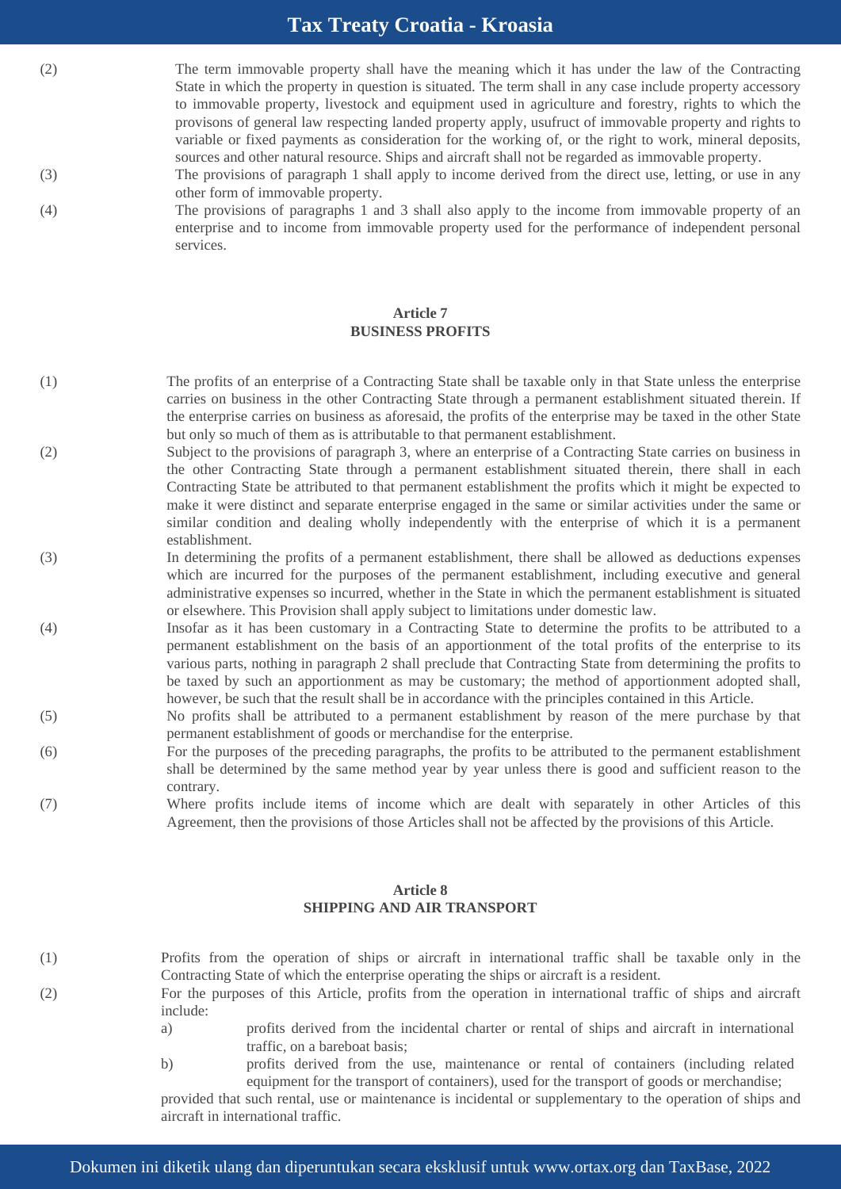(2) The term immovable property shall have the meaning which it has under the law of the Contracting State in which the property in question is situated. The term shall in any case include property accessory to immovable property, livestock and equipment used in agriculture and forestry, rights to which the provisons of general law respecting landed property apply, usufruct of immovable property and rights to variable or fixed payments as consideration for the working of, or the right to work, mineral deposits, sources and other natural resource. Ships and aircraft shall not be regarded as immovable property.

(3) The provisions of paragraph 1 shall apply to income derived from the direct use, letting, or use in any other form of immovable property.

(4) The provisions of paragraphs 1 and 3 shall also apply to the income from immovable property of an enterprise and to income from immovable property used for the performance of independent personal services.

## Article 7
## BUSINESS PROFITS

(1) The profits of an enterprise of a Contracting State shall be taxable only in that State unless the enterprise carries on business in the other Contracting State through a permanent establishment situated therein. If the enterprise carries on business as aforesaid, the profits of the enterprise may be taxed in the other State but only so much of them as is attributable to that permanent establishment.

(2) Subject to the provisions of paragraph 3, where an enterprise of a Contracting State carries on business in the other Contracting State through a permanent establishment situated therein, there shall in each Contracting State be attributed to that permanent establishment the profits which it might be expected to make it were distinct and separate enterprise engaged in the same or similar activities under the same or similar condition and dealing wholly independently with the enterprise of which it is a permanent establishment.

(3) In determining the profits of a permanent establishment, there shall be allowed as deductions expenses which are incurred for the purposes of the permanent establishment, including executive and general administrative expenses so incurred, whether in the State in which the permanent establishment is situated or elsewhere. This Provision shall apply subject to limitations under domestic law.

(4) Insofar as it has been customary in a Contracting State to determine the profits to be attributed to a permanent establishment on the basis of an apportionment of the total profits of the enterprise to its various parts, nothing in paragraph 2 shall preclude that Contracting State from determining the profits to be taxed by such an apportionment as may be customary; the method of apportionment adopted shall, however, be such that the result shall be in accordance with the principles contained in this Article.

(5) No profits shall be attributed to a permanent establishment by reason of the mere purchase by that permanent establishment of goods or merchandise for the enterprise.

(6) For the purposes of the preceding paragraphs, the profits to be attributed to the permanent establishment shall be determined by the same method year by year unless there is good and sufficient reason to the contrary.

(7) Where profits include items of income which are dealt with separately in other Articles of this Agreement, then the provisions of those Articles shall not be affected by the provisions of this Article.

## Article 8
## SHIPPING AND AIR TRANSPORT

(1) Profits from the operation of ships or aircraft in international traffic shall be taxable only in the Contracting State of which the enterprise operating the ships or aircraft is a resident.

(2) For the purposes of this Article, profits from the operation in international traffic of ships and aircraft include:

a) profits derived from the incidental charter or rental of ships and aircraft in international traffic, on a bareboat basis;

b) profits derived from the use, maintenance or rental of containers (including related equipment for the transport of containers), used for the transport of goods or merchandise;

provided that such rental, use or maintenance is incidental or supplementary to the operation of ships and aircraft in international traffic.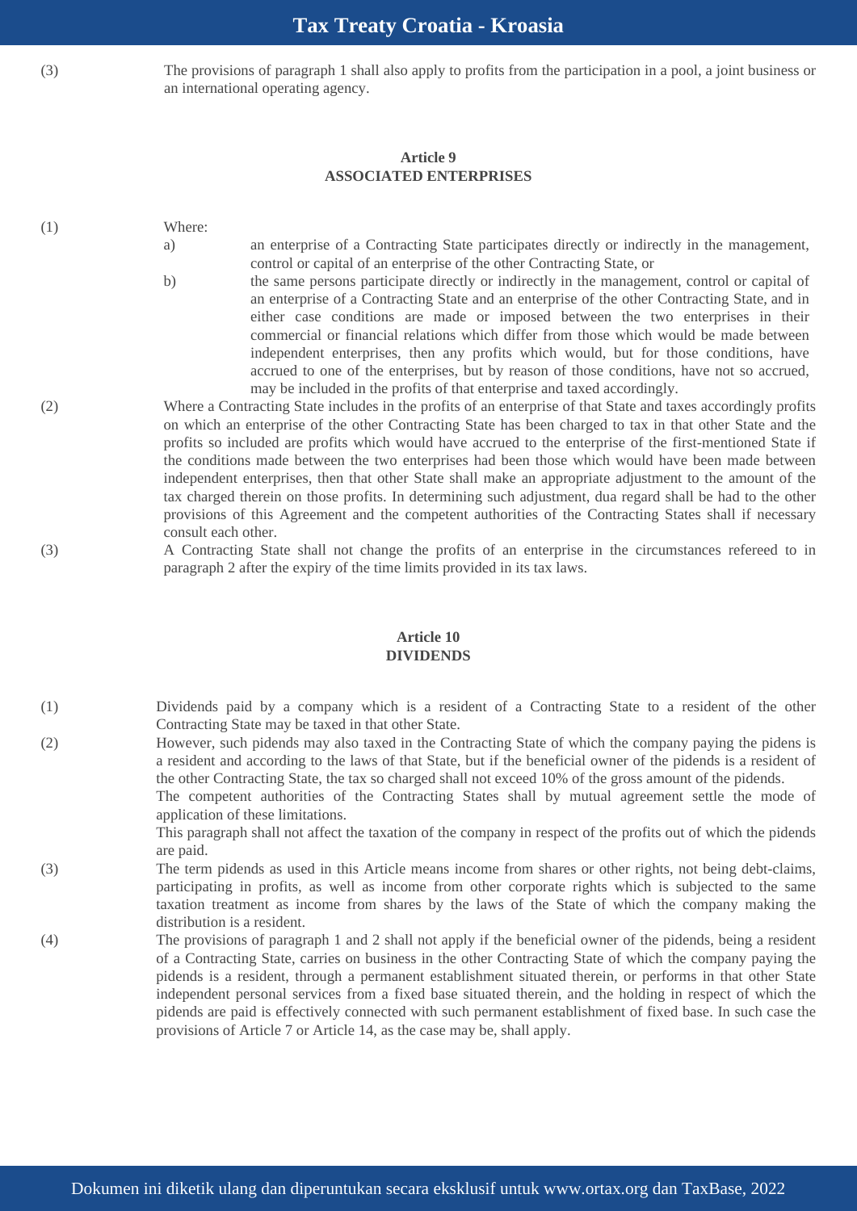(3) The provisions of paragraph 1 shall also apply to profits from the participation in a pool, a joint business or an international operating agency.

### Article 9
### ASSOCIATED ENTERPRISES

(1) Where:

a) an enterprise of a Contracting State participates directly or indirectly in the management, control or capital of an enterprise of the other Contracting State, or

b) the same persons participate directly or indirectly in the management, control or capital of an enterprise of a Contracting State and an enterprise of the other Contracting State, and in either case conditions are made or imposed between the two enterprises in their commercial or financial relations which differ from those which would be made between independent enterprises, then any profits which would, but for those conditions, have accrued to one of the enterprises, but by reason of those conditions, have not so accrued, may be included in the profits of that enterprise and taxed accordingly.

(2) Where a Contracting State includes in the profits of an enterprise of that State and taxes accordingly profits on which an enterprise of the other Contracting State has been charged to tax in that other State and the profits so included are profits which would have accrued to the enterprise of the first-mentioned State if the conditions made between the two enterprises had been those which would have been made between independent enterprises, then that other State shall make an appropriate adjustment to the amount of the tax charged therein on those profits. In determining such adjustment, dua regard shall be had to the other provisions of this Agreement and the competent authorities of the Contracting States shall if necessary consult each other.

(3) A Contracting State shall not change the profits of an enterprise in the circumstances refereed to in paragraph 2 after the expiry of the time limits provided in its tax laws.

### Article 10
### DIVIDENDS

(1) Dividends paid by a company which is a resident of a Contracting State to a resident of the other Contracting State may be taxed in that other State.

(2) However, such pidends may also taxed in the Contracting State of which the company paying the pidens is a resident and according to the laws of that State, but if the beneficial owner of the pidends is a resident of the other Contracting State, the tax so charged shall not exceed 10% of the gross amount of the pidends.

The competent authorities of the Contracting States shall by mutual agreement settle the mode of application of these limitations.

This paragraph shall not affect the taxation of the company in respect of the profits out of which the pidends are paid.

(3) The term pidends as used in this Article means income from shares or other rights, not being debt-claims, participating in profits, as well as income from other corporate rights which is subjected to the same taxation treatment as income from shares by the laws of the State of which the company making the distribution is a resident.

(4) The provisions of paragraph 1 and 2 shall not apply if the beneficial owner of the pidends, being a resident of a Contracting State, carries on business in the other Contracting State of which the company paying the pidends is a resident, through a permanent establishment situated therein, or performs in that other State independent personal services from a fixed base situated therein, and the holding in respect of which the pidends are paid is effectively connected with such permanent establishment of fixed base. In such case the provisions of Article 7 or Article 14, as the case may be, shall apply.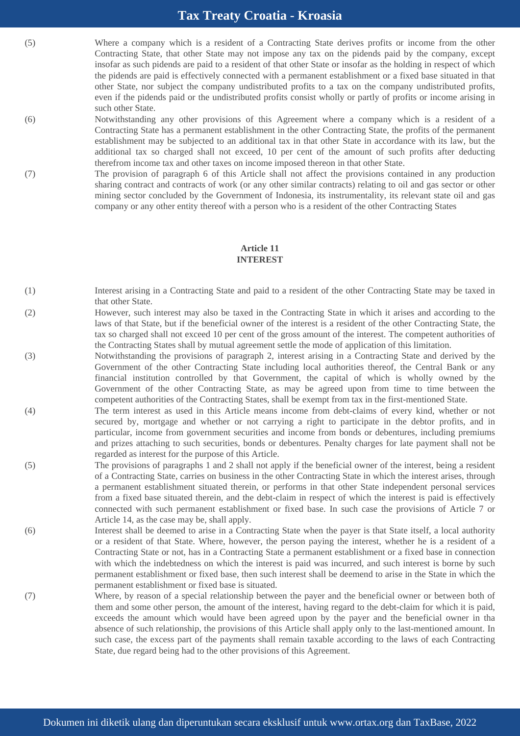(5) Where a company which is a resident of a Contracting State derives profits or income from the other Contracting State, that other State may not impose any tax on the pidends paid by the company, except insofar as such pidends are paid to a resident of that other State or insofar as the holding in respect of which the pidends are paid is effectively connected with a permanent establishment or a fixed base situated in that other State, nor subject the company undistributed profits to a tax on the company undistributed profits, even if the pidends paid or the undistributed profits consist wholly or partly of profits or income arising in such other State.

(6) Notwithstanding any other provisions of this Agreement where a company which is a resident of a Contracting State has a permanent establishment in the other Contracting State, the profits of the permanent establishment may be subjected to an additional tax in that other State in accordance with its law, but the additional tax so charged shall not exceed, 10 per cent of the amount of such profits after deducting therefrom income tax and other taxes on income imposed thereon in that other State.

(7) The provision of paragraph 6 of this Article shall not affect the provisions contained in any production sharing contract and contracts of work (or any other similar contracts) relating to oil and gas sector or other mining sector concluded by the Government of Indonesia, its instrumentality, its relevant state oil and gas company or any other entity thereof with a person who is a resident of the other Contracting States

## Article 11
## INTEREST

(1) Interest arising in a Contracting State and paid to a resident of the other Contracting State may be taxed in that other State.

(2) However, such interest may also be taxed in the Contracting State in which it arises and according to the laws of that State, but if the beneficial owner of the interest is a resident of the other Contracting State, the tax so charged shall not exceed 10 per cent of the gross amount of the interest. The competent authorities of the Contracting States shall by mutual agreement settle the mode of application of this limitation.

(3) Notwithstanding the provisions of paragraph 2, interest arising in a Contracting State and derived by the Government of the other Contracting State including local authorities thereof, the Central Bank or any financial institution controlled by that Government, the capital of which is wholly owned by the Government of the other Contracting State, as may be agreed upon from time to time between the competent authorities of the Contracting States, shall be exempt from tax in the first-mentioned State.

(4) The term interest as used in this Article means income from debt-claims of every kind, whether or not secured by, mortgage and whether or not carrying a right to participate in the debtor profits, and in particular, income from government securities and income from bonds or debentures, including premiums and prizes attaching to such securities, bonds or debentures. Penalty charges for late payment shall not be regarded as interest for the purpose of this Article.

(5) The provisions of paragraphs 1 and 2 shall not apply if the beneficial owner of the interest, being a resident of a Contracting State, carries on business in the other Contracting State in which the interest arises, through a permanent establishment situated therein, or performs in that other State independent personal services from a fixed base situated therein, and the debt-claim in respect of which the interest is paid is effectively connected with such permanent establishment or fixed base. In such case the provisions of Article 7 or Article 14, as the case may be, shall apply.

(6) Interest shall be deemed to arise in a Contracting State when the payer is that State itself, a local authority or a resident of that State. Where, however, the person paying the interest, whether he is a resident of a Contracting State or not, has in a Contracting State a permanent establishment or a fixed base in connection with which the indebtedness on which the interest is paid was incurred, and such interest is borne by such permanent establishment or fixed base, then such interest shall be deemend to arise in the State in which the permanent establishment or fixed base is situated.

(7) Where, by reason of a special relationship between the payer and the beneficial owner or between both of them and some other person, the amount of the interest, having regard to the debt-claim for which it is paid, exceeds the amount which would have been agreed upon by the payer and the beneficial owner in tha absence of such relationship, the provisions of this Article shall apply only to the last-mentioned amount. In such case, the excess part of the payments shall remain taxable according to the laws of each Contracting State, due regard being had to the other provisions of this Agreement.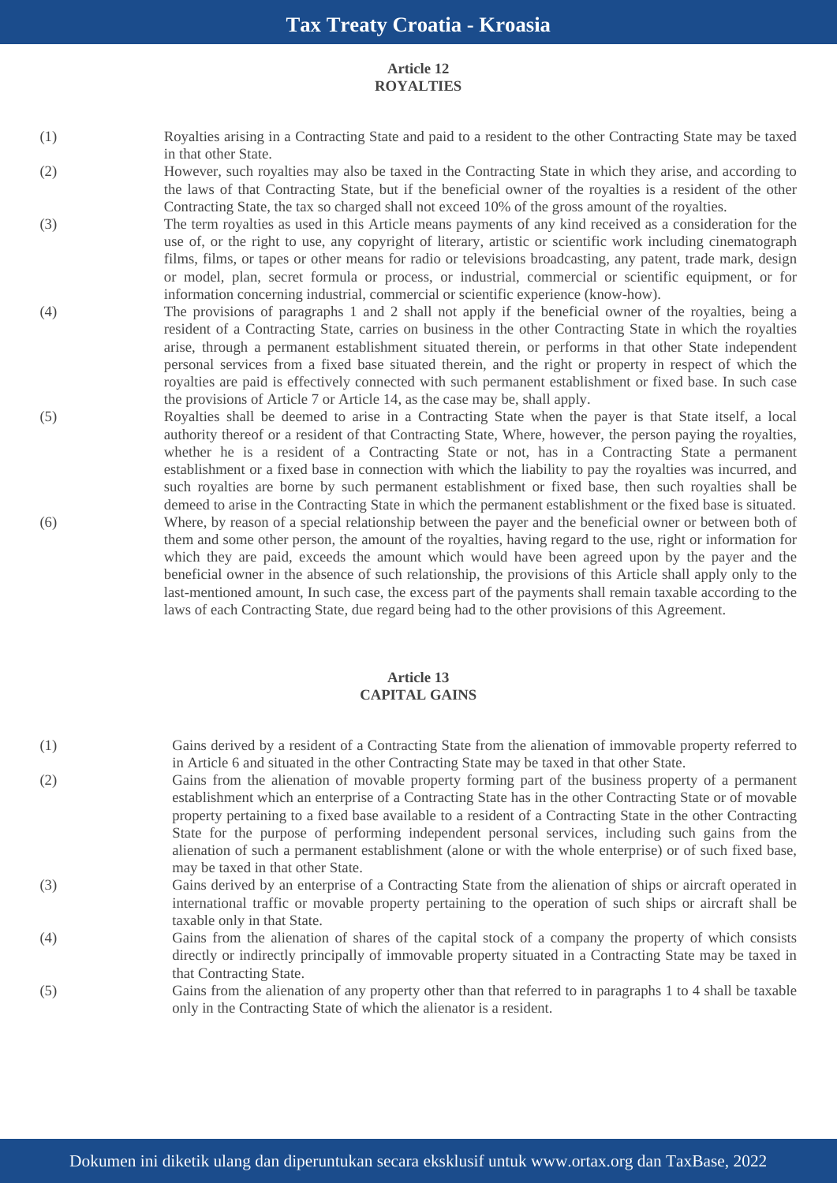## Article 12
## ROYALTIES

(1) Royalties arising in a Contracting State and paid to a resident to the other Contracting State may be taxed in that other State.

(2) However, such royalties may also be taxed in the Contracting State in which they arise, and according to the laws of that Contracting State, but if the beneficial owner of the royalties is a resident of the other Contracting State, the tax so charged shall not exceed 10% of the gross amount of the royalties.

(3) The term royalties as used in this Article means payments of any kind received as a consideration for the use of, or the right to use, any copyright of literary, artistic or scientific work including cinematograph films, films, or tapes or other means for radio or televisions broadcasting, any patent, trade mark, design or model, plan, secret formula or process, or industrial, commercial or scientific equipment, or for information concerning industrial, commercial or scientific experience (know-how).

(4) The provisions of paragraphs 1 and 2 shall not apply if the beneficial owner of the royalties, being a resident of a Contracting State, carries on business in the other Contracting State in which the royalties arise, through a permanent establishment situated therein, or performs in that other State independent personal services from a fixed base situated therein, and the right or property in respect of which the royalties are paid is effectively connected with such permanent establishment or fixed base. In such case the provisions of Article 7 or Article 14, as the case may be, shall apply.

(5) Royalties shall be deemed to arise in a Contracting State when the payer is that State itself, a local authority thereof or a resident of that Contracting State, Where, however, the person paying the royalties, whether he is a resident of a Contracting State or not, has in a Contracting State a permanent establishment or a fixed base in connection with which the liability to pay the royalties was incurred, and such royalties are borne by such permanent establishment or fixed base, then such royalties shall be demeed to arise in the Contracting State in which the permanent establishment or the fixed base is situated.

(6) Where, by reason of a special relationship between the payer and the beneficial owner or between both of them and some other person, the amount of the royalties, having regard to the use, right or information for which they are paid, exceeds the amount which would have been agreed upon by the payer and the beneficial owner in the absence of such relationship, the provisions of this Article shall apply only to the last-mentioned amount, In such case, the excess part of the payments shall remain taxable according to the laws of each Contracting State, due regard being had to the other provisions of this Agreement.

## Article 13
## CAPITAL GAINS

(1) Gains derived by a resident of a Contracting State from the alienation of immovable property referred to in Article 6 and situated in the other Contracting State may be taxed in that other State.

(2) Gains from the alienation of movable property forming part of the business property of a permanent establishment which an enterprise of a Contracting State has in the other Contracting State or of movable property pertaining to a fixed base available to a resident of a Contracting State in the other Contracting State for the purpose of performing independent personal services, including such gains from the alienation of such a permanent establishment (alone or with the whole enterprise) or of such fixed base, may be taxed in that other State.

(3) Gains derived by an enterprise of a Contracting State from the alienation of ships or aircraft operated in international traffic or movable property pertaining to the operation of such ships or aircraft shall be taxable only in that State.

(4) Gains from the alienation of shares of the capital stock of a company the property of which consists directly or indirectly principally of immovable property situated in a Contracting State may be taxed in that Contracting State.

(5) Gains from the alienation of any property other than that referred to in paragraphs 1 to 4 shall be taxable only in the Contracting State of which the alienator is a resident.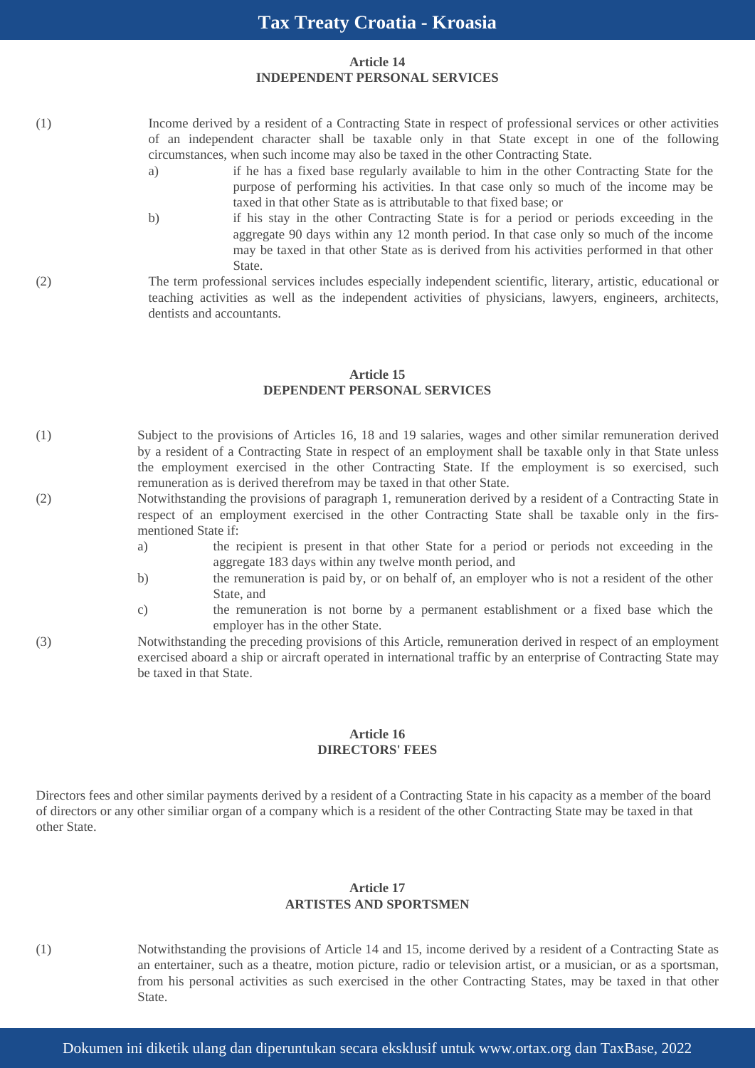## Article 14
## INDEPENDENT PERSONAL SERVICES

(1) Income derived by a resident of a Contracting State in respect of professional services or other activities of an independent character shall be taxable only in that State except in one of the following circumstances, when such income may also be taxed in the other Contracting State.

a) if he has a fixed base regularly available to him in the other Contracting State for the purpose of performing his activities. In that case only so much of the income may be taxed in that other State as is attributable to that fixed base; or

b) if his stay in the other Contracting State is for a period or periods exceeding in the aggregate 90 days within any 12 month period. In that case only so much of the income may be taxed in that other State as is derived from his activities performed in that other State.

(2) The term professional services includes especially independent scientific, literary, artistic, educational or teaching activities as well as the independent activities of physicians, lawyers, engineers, architects, dentists and accountants.

## Article 15
## DEPENDENT PERSONAL SERVICES

(1) Subject to the provisions of Articles 16, 18 and 19 salaries, wages and other similar remuneration derived by a resident of a Contracting State in respect of an employment shall be taxable only in that State unless the employment exercised in the other Contracting State. If the employment is so exercised, such remuneration as is derived therefrom may be taxed in that other State.

(2) Notwithstanding the provisions of paragraph 1, remuneration derived by a resident of a Contracting State in respect of an employment exercised in the other Contracting State shall be taxable only in the firs-mentioned State if:

a) the recipient is present in that other State for a period or periods not exceeding in the aggregate 183 days within any twelve month period, and

b) the remuneration is paid by, or on behalf of, an employer who is not a resident of the other State, and

c) the remuneration is not borne by a permanent establishment or a fixed base which the employer has in the other State.

(3) Notwithstanding the preceding provisions of this Article, remuneration derived in respect of an employment exercised aboard a ship or aircraft operated in international traffic by an enterprise of Contracting State may be taxed in that State.

## Article 16
## DIRECTORS' FEES

Directors fees and other similar payments derived by a resident of a Contracting State in his capacity as a member of the board of directors or any other similiar organ of a company which is a resident of the other Contracting State may be taxed in that other State.

## Article 17
## ARTISTES AND SPORTSMEN

(1) Notwithstanding the provisions of Article 14 and 15, income derived by a resident of a Contracting State as an entertainer, such as a theatre, motion picture, radio or television artist, or a musician, or as a sportsman, from his personal activities as such exercised in the other Contracting States, may be taxed in that other State.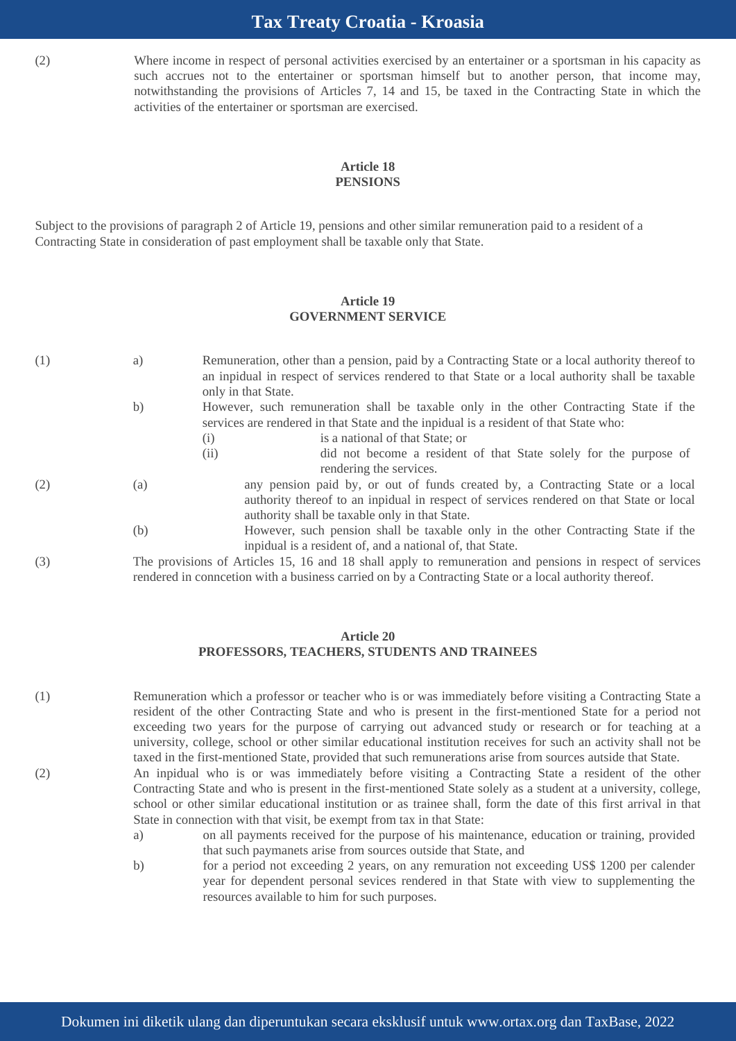(2) Where income in respect of personal activities exercised by an entertainer or a sportsman in his capacity as such accrues not to the entertainer or sportsman himself but to another person, that income may, notwithstanding the provisions of Articles 7, 14 and 15, be taxed in the Contracting State in which the activities of the entertainer or sportsman are exercised.

## Article 18
## PENSIONS

Subject to the provisions of paragraph 2 of Article 19, pensions and other similar remuneration paid to a resident of a Contracting State in consideration of past employment shall be taxable only that State.

## Article 19
## GOVERNMENT SERVICE

(1)
a) Remuneration, other than a pension, paid by a Contracting State or a local authority thereof to an inpidual in respect of services rendered to that State or a local authority shall be taxable only in that State.

b) However, such remuneration shall be taxable only in the other Contracting State if the services are rendered in that State and the inpidual is a resident of that State who:
   (i) is a national of that State; or
   (ii) did not become a resident of that State solely for the purpose of rendering the services.

(2)
(a) any pension paid by, or out of funds created by, a Contracting State or a local authority thereof to an inpidual in respect of services rendered on that State or local authority shall be taxable only in that State.

(b) However, such pension shall be taxable only in the other Contracting State if the inpidual is a resident of, and a national of, that State.

(3) The provisions of Articles 15, 16 and 18 shall apply to remuneration and pensions in respect of services rendered in conncetion with a business carried on by a Contracting State or a local authority thereof.

## Article 20
## PROFESSORS, TEACHERS, STUDENTS AND TRAINEES

(1) Remuneration which a professor or teacher who is or was immediately before visiting a Contracting State a resident of the other Contracting State and who is present in the first-mentioned State for a period not exceeding two years for the purpose of carrying out advanced study or research or for teaching at a university, college, school or other similar educational institution receives for such an activity shall not be taxed in the first-mentioned State, provided that such remunerations arise from sources autside that State.

(2) An inpidual who is or was immediately before visiting a Contracting State a resident of the other Contracting State and who is present in the first-mentioned State solely as a student at a university, college, school or other similar educational institution or as trainee shall, form the date of this first arrival in that State in connection with that visit, be exempt from tax in that State:

a) on all payments received for the purpose of his maintenance, education or training, provided that such paymanets arise from sources outside that State, and

b) for a period not exceeding 2 years, on any remuration not exceeding US$ 1200 per calender year for dependent personal sevices rendered in that State with view to supplementing the resources available to him for such purposes.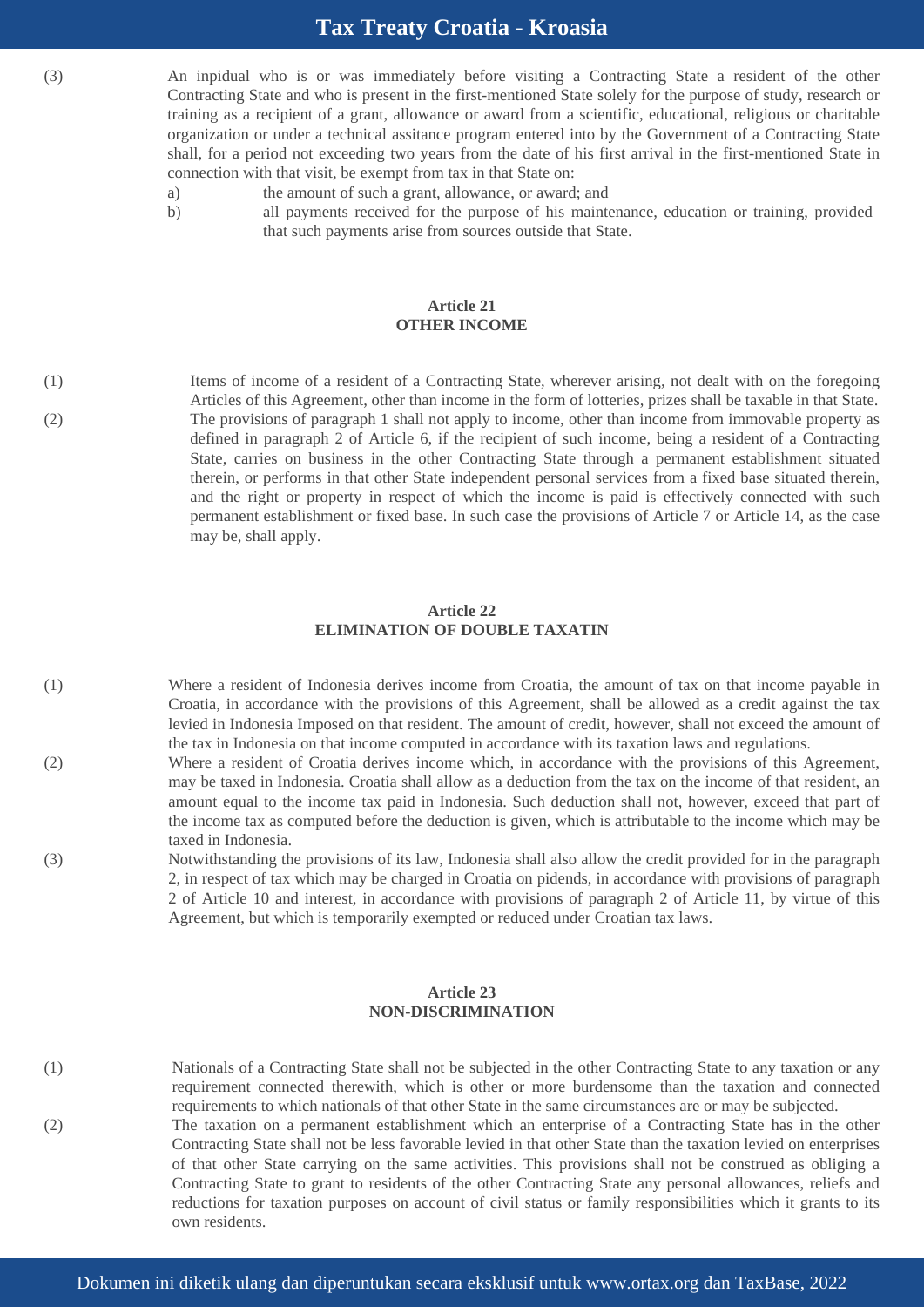(3) An inpidual who is or was immediately before visiting a Contracting State a resident of the other Contracting State and who is present in the first-mentioned State solely for the purpose of study, research or training as a recipient of a grant, allowance or award from a scientific, educational, religious or charitable organization or under a technical assitance program entered into by the Government of a Contracting State shall, for a period not exceeding two years from the date of his first arrival in the first-mentioned State in connection with that visit, be exempt from tax in that State on:

a) the amount of such a grant, allowance, or award; and

b) all payments received for the purpose of his maintenance, education or training, provided that such payments arise from sources outside that State.

## Article 21
## OTHER INCOME

(1) Items of income of a resident of a Contracting State, wherever arising, not dealt with on the foregoing Articles of this Agreement, other than income in the form of lotteries, prizes shall be taxable in that State.

(2) The provisions of paragraph 1 shall not apply to income, other than income from immovable property as defined in paragraph 2 of Article 6, if the recipient of such income, being a resident of a Contracting State, carries on business in the other Contracting State through a permanent establishment situated therein, or performs in that other State independent personal services from a fixed base situated therein, and the right or property in respect of which the income is paid is effectively connected with such permanent establishment or fixed base. In such case the provisions of Article 7 or Article 14, as the case may be, shall apply.

## Article 22
## ELIMINATION OF DOUBLE TAXATIN

(1) Where a resident of Indonesia derives income from Croatia, the amount of tax on that income payable in Croatia, in accordance with the provisions of this Agreement, shall be allowed as a credit against the tax levied in Indonesia Imposed on that resident. The amount of credit, however, shall not exceed the amount of the tax in Indonesia on that income computed in accordance with its taxation laws and regulations.

(2) Where a resident of Croatia derives income which, in accordance with the provisions of this Agreement, may be taxed in Indonesia. Croatia shall allow as a deduction from the tax on the income of that resident, an amount equal to the income tax paid in Indonesia. Such deduction shall not, however, exceed that part of the income tax as computed before the deduction is given, which is attributable to the income which may be taxed in Indonesia.

(3) Notwithstanding the provisions of its law, Indonesia shall also allow the credit provided for in the paragraph 2, in respect of tax which may be charged in Croatia on pidends, in accordance with provisions of paragraph 2 of Article 10 and interest, in accordance with provisions of paragraph 2 of Article 11, by virtue of this Agreement, but which is temporarily exempted or reduced under Croatian tax laws.

## Article 23
## NON-DISCRIMINATION

(1) Nationals of a Contracting State shall not be subjected in the other Contracting State to any taxation or any requirement connected therewith, which is other or more burdensome than the taxation and connected requirements to which nationals of that other State in the same circumstances are or may be subjected.

(2) The taxation on a permanent establishment which an enterprise of a Contracting State has in the other Contracting State shall not be less favorable levied in that other State than the taxation levied on enterprises of that other State carrying on the same activities. This provisions shall not be construed as obliging a Contracting State to grant to residents of the other Contracting State any personal allowances, reliefs and reductions for taxation purposes on account of civil status or family responsibilities which it grants to its own residents.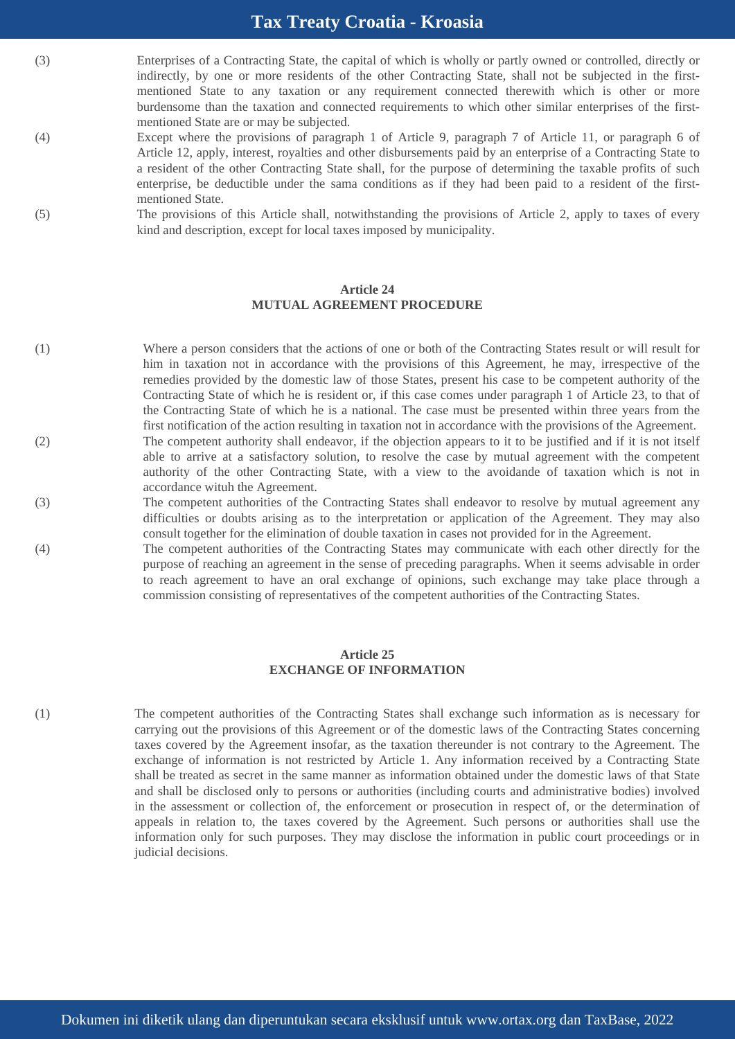(3) Enterprises of a Contracting State, the capital of which is wholly or partly owned or controlled, directly or indirectly, by one or more residents of the other Contracting State, shall not be subjected in the first-mentioned State to any taxation or any requirement connected therewith which is other or more burdensome than the taxation and connected requirements to which other similar enterprises of the first-mentioned State are or may be subjected.

(4) Except where the provisions of paragraph 1 of Article 9, paragraph 7 of Article 11, or paragraph 6 of Article 12, apply, interest, royalties and other disbursements paid by an enterprise of a Contracting State to a resident of the other Contracting State shall, for the purpose of determining the taxable profits of such enterprise, be deductible under the sama conditions as if they had been paid to a resident of the first-mentioned State.

(5) The provisions of this Article shall, notwithstanding the provisions of Article 2, apply to taxes of every kind and description, except for local taxes imposed by municipality.

## Article 24
## MUTUAL AGREEMENT PROCEDURE

(1) Where a person considers that the actions of one or both of the Contracting States result or will result for him in taxation not in accordance with the provisions of this Agreement, he may, irrespective of the remedies provided by the domestic law of those States, present his case to be competent authority of the Contracting State of which he is resident or, if this case comes under paragraph 1 of Article 23, to that of the Contracting State of which he is a national. The case must be presented within three years from the first notification of the action resulting in taxation not in accordance with the provisions of the Agreement.

(2) The competent authority shall endeavor, if the objection appears to it to be justified and if it is not itself able to arrive at a satisfactory solution, to resolve the case by mutual agreement with the competent authority of the other Contracting State, with a view to the avoidande of taxation which is not in accordance wituh the Agreement.

(3) The competent authorities of the Contracting States shall endeavor to resolve by mutual agreement any difficulties or doubts arising as to the interpretation or application of the Agreement. They may also consult together for the elimination of double taxation in cases not provided for in the Agreement.

(4) The competent authorities of the Contracting States may communicate with each other directly for the purpose of reaching an agreement in the sense of preceding paragraphs. When it seems advisable in order to reach agreement to have an oral exchange of opinions, such exchange may take place through a commission consisting of representatives of the competent authorities of the Contracting States.

## Article 25
## EXCHANGE OF INFORMATION

(1) The competent authorities of the Contracting States shall exchange such information as is necessary for carrying out the provisions of this Agreement or of the domestic laws of the Contracting States concerning taxes covered by the Agreement insofar, as the taxation thereunder is not contrary to the Agreement. The exchange of information is not restricted by Article 1. Any information received by a Contracting State shall be treated as secret in the same manner as information obtained under the domestic laws of that State and shall be disclosed only to persons or authorities (including courts and administrative bodies) involved in the assessment or collection of, the enforcement or prosecution in respect of, or the determination of appeals in relation to, the taxes covered by the Agreement. Such persons or authorities shall use the information only for such purposes. They may disclose the information in public court proceedings or in judicial decisions.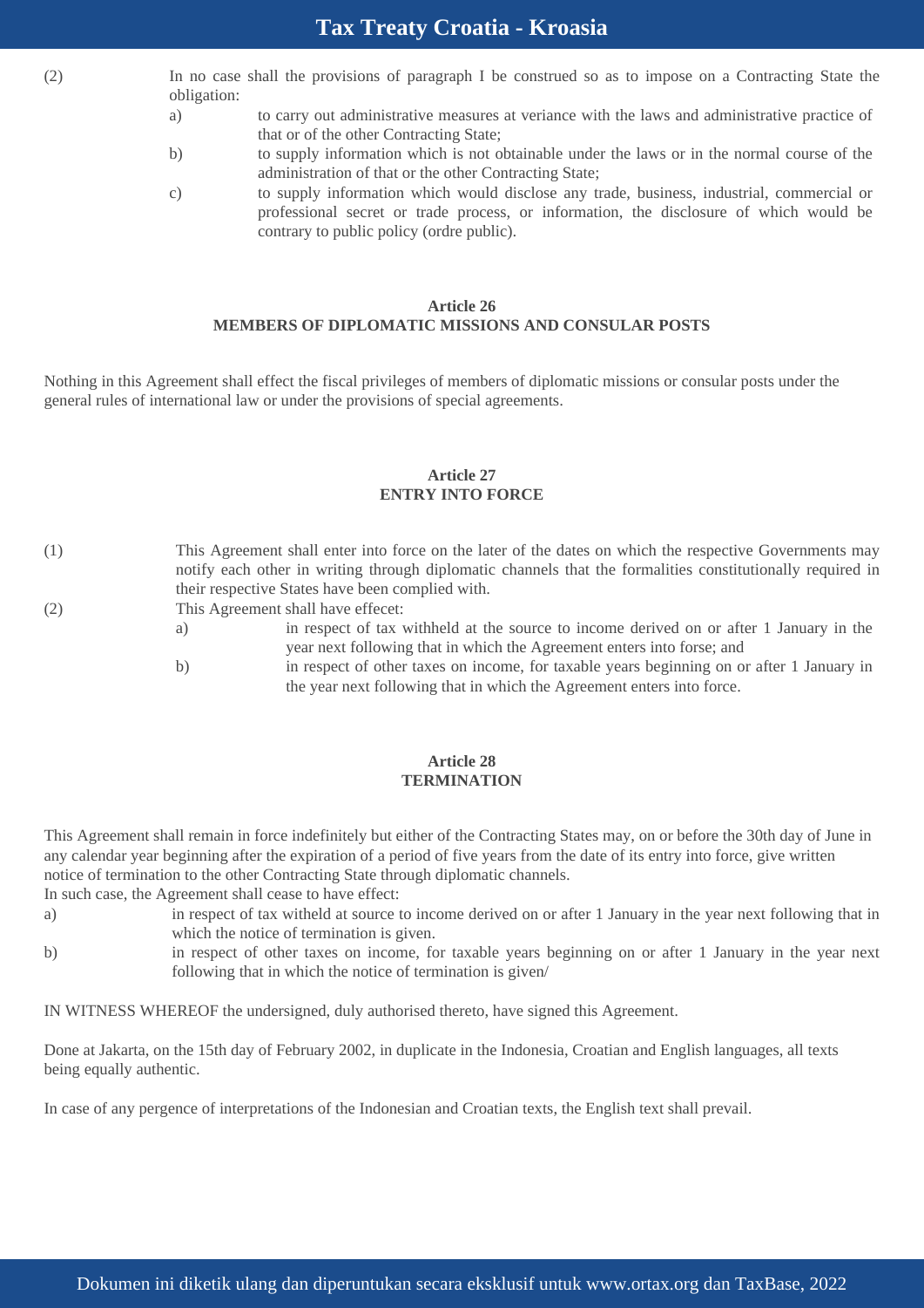(2) In no case shall the provisions of paragraph I be construed so as to impose on a Contracting State the obligation:

a) to carry out administrative measures at veriance with the laws and administrative practice of that or of the other Contracting State;

b) to supply information which is not obtainable under the laws or in the normal course of the administration of that or the other Contracting State;

c) to supply information which would disclose any trade, business, industrial, commercial or professional secret or trade process, or information, the disclosure of which would be contrary to public policy (ordre public).

**Article 26**
**MEMBERS OF DIPLOMATIC MISSIONS AND CONSULAR POSTS**

Nothing in this Agreement shall effect the fiscal privileges of members of diplomatic missions or consular posts under the general rules of international law or under the provisions of special agreements.

**Article 27**
**ENTRY INTO FORCE**

(1) This Agreement shall enter into force on the later of the dates on which the respective Governments may notify each other in writing through diplomatic channels that the formalities constitutionally required in their respective States have been complied with.

(2) This Agreement shall have effecet:

a) in respect of tax withheld at the source to income derived on or after 1 January in the year next following that in which the Agreement enters into forse; and

b) in respect of other taxes on income, for taxable years beginning on or after 1 January in the year next following that in which the Agreement enters into force.

**Article 28**
**TERMINATION**

This Agreement shall remain in force indefinitely but either of the Contracting States may, on or before the 30th day of June in any calendar year beginning after the expiration of a period of five years from the date of its entry into force, give written notice of termination to the other Contracting State through diplomatic channels.
In such case, the Agreement shall cease to have effect:

a) in respect of tax witheld at source to income derived on or after 1 January in the year next following that in which the notice of termination is given.

b) in respect of other taxes on income, for taxable years beginning on or after 1 January in the year next following that in which the notice of termination is given/

IN WITNESS WHEREOF the undersigned, duly authorised thereto, have signed this Agreement.

Done at Jakarta, on the 15th day of February 2002, in duplicate in the Indonesia, Croatian and English languages, all texts being equally authentic.

In case of any pergence of interpretations of the Indonesian and Croatian texts, the English text shall prevail.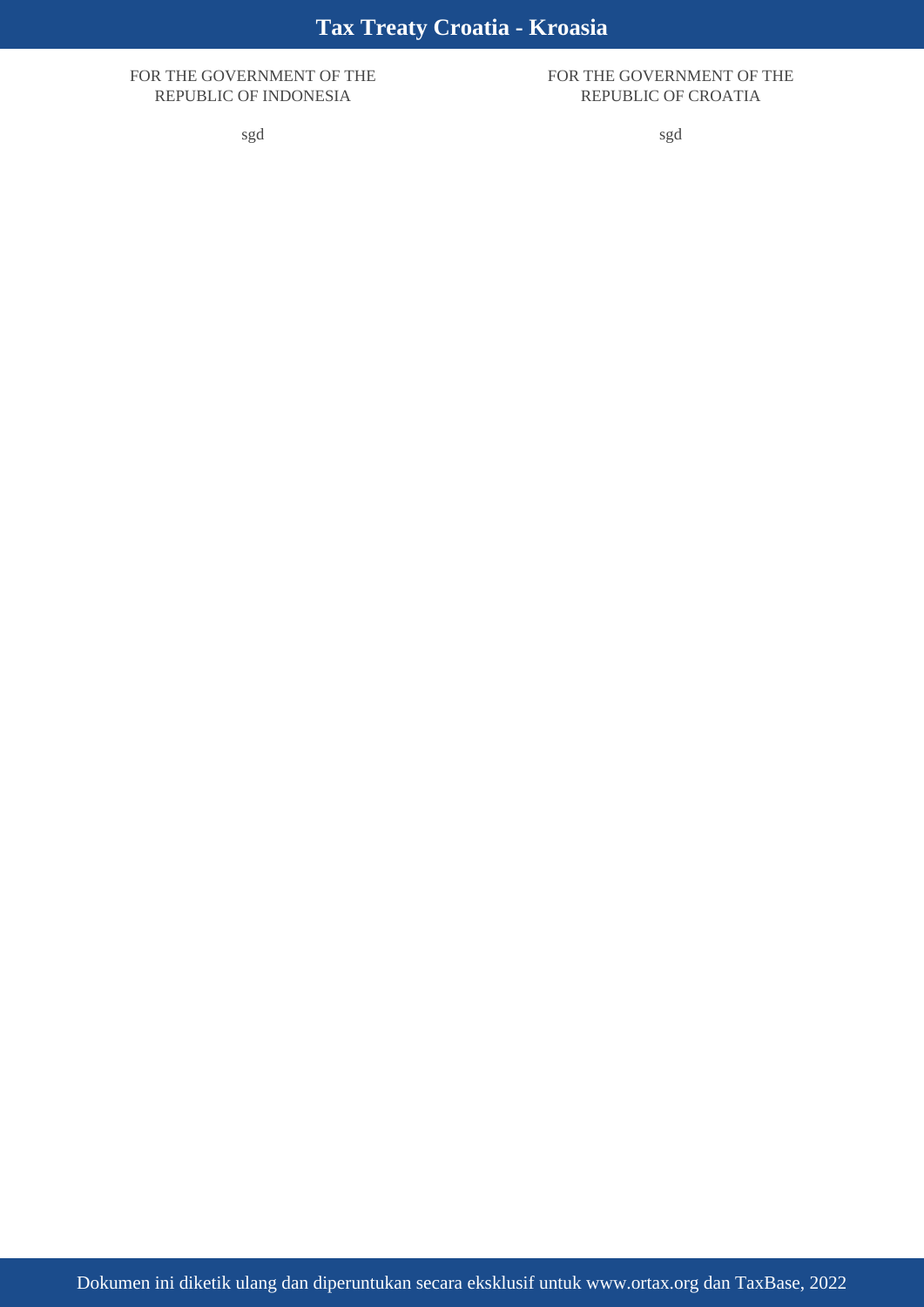| FOR THE GOVERNMENT OF THE REPUBLIC OF INDONESIA | FOR THE GOVERNMENT OF THE REPUBLIC OF CROATIA |
| --- | --- |
| sgd | sgd |